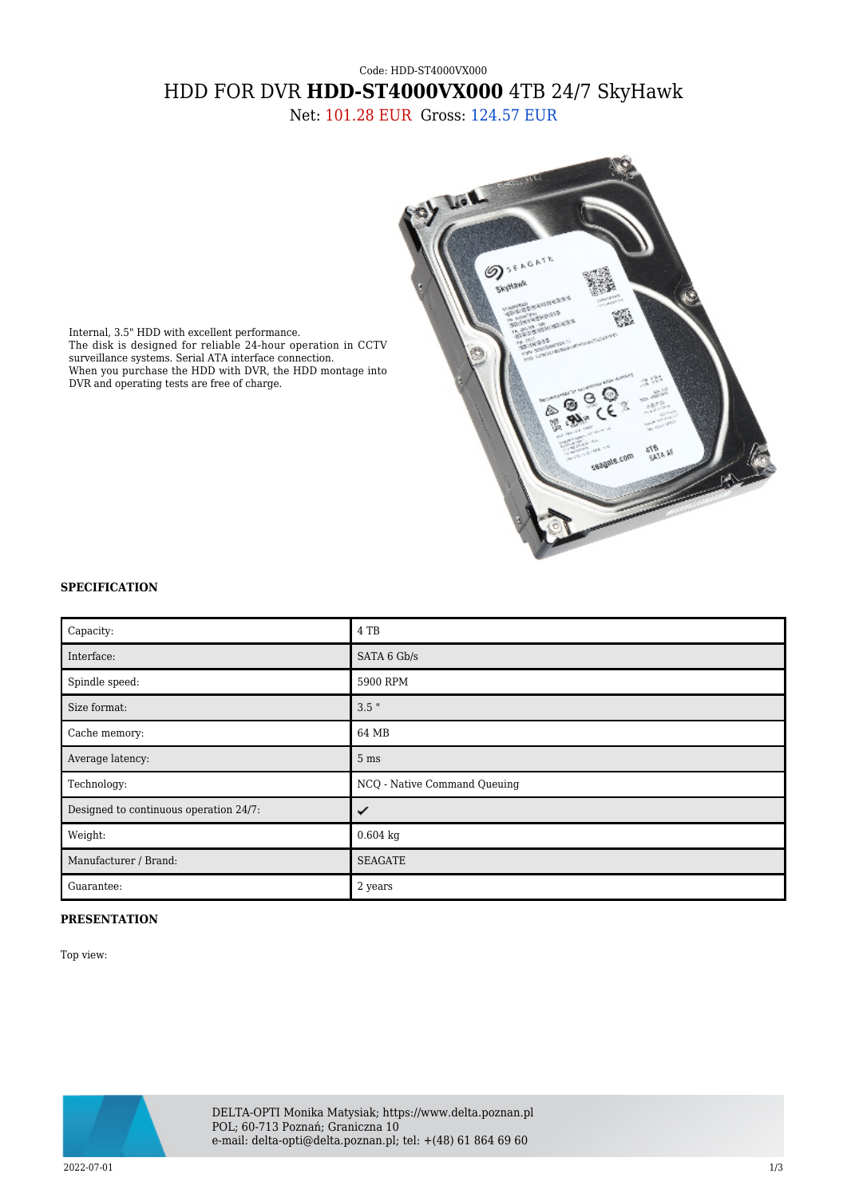Code: HDD-ST4000VX000

# HDD FOR DVR **HDD-ST4000VX000** 4TB 24/7 SkyHawk

Net: 101.28 EUR Gross: 124.57 EUR

Internal, 3.5" HDD with excellent performance.
The disk is designed for reliable 24-hour operation in CCTV surveillance systems. Serial ATA interface connection.
When you purchase the HDD with DVR, the HDD montage into DVR and operating tests are free of charge.

## SPECIFICATION

| Capacity: | 4 TB |
|---|---|
| Interface: | SATA 6 Gb/s |
| Spindle speed: | 5900 RPM |
| Size format: | 3.5 " |
| Cache memory: | 64 MB |
| Average latency: | 5 ms |
| Technology: | NCQ - Native Command Queuing |
| Designed to continuous operation 24/7: | ✔ |
| Weight: | 0.604 kg |
| Manufacturer / Brand: | SEAGATE |
| Guarantee: | 2 years |

## PRESENTATION

Top view:

DELTA-OPTI Monika Matysiak; https://www.delta.poznan.pl
POL; 60-713 Poznań; Graniczna 10
e-mail: delta-opti@delta.poznan.pl; tel: +(48) 61 864 69 60

2022-07-01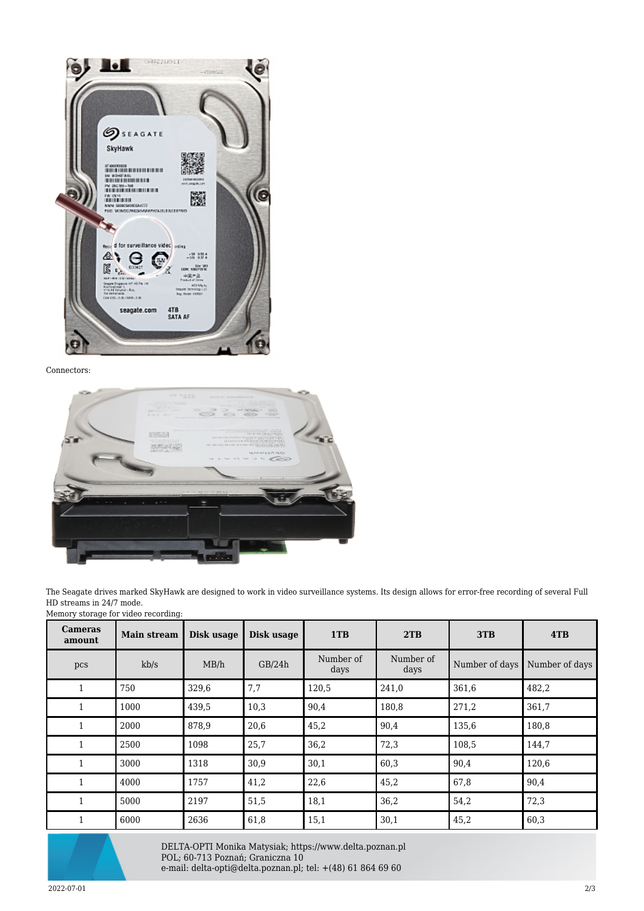Connectors:

The Seagate drives marked SkyHawk are designed to work in video surveillance systems. Its design allows for error-free recording of several Full HD streams in 24/7 mode.

Memory storage for video recording:

| **Cameras amount** | **Main stream** | **Disk usage** | **Disk usage** | **1TB** | **2TB** | **3TB** | **4TB** |
|---|---|---|---|---|---|---|---|
| pcs | kb/s | MB/h | GB/24h | Number of days | Number of days | Number of days | Number of days |
| 1 | 750 | 329,6 | 7,7 | 120,5 | 241,0 | 361,6 | 482,2 |
| 1 | 1000 | 439,5 | 10,3 | 90,4 | 180,8 | 271,2 | 361,7 |
| 1 | 2000 | 878,9 | 20,6 | 45,2 | 90,4 | 135,6 | 180,8 |
| 1 | 2500 | 1098 | 25,7 | 36,2 | 72,3 | 108,5 | 144,7 |
| 1 | 3000 | 1318 | 30,9 | 30,1 | 60,3 | 90,4 | 120,6 |
| 1 | 4000 | 1757 | 41,2 | 22,6 | 45,2 | 67,8 | 90,4 |
| 1 | 5000 | 2197 | 51,5 | 18,1 | 36,2 | 54,2 | 72,3 |
| 1 | 6000 | 2636 | 61,8 | 15,1 | 30,1 | 45,2 | 60,3 |

DELTA-OPTI Monika Matysiak; https://www.delta.poznan.pl
POL; 60-713 Poznań; Graniczna 10
e-mail: delta-opti@delta.poznan.pl; tel: +(48) 61 864 69 60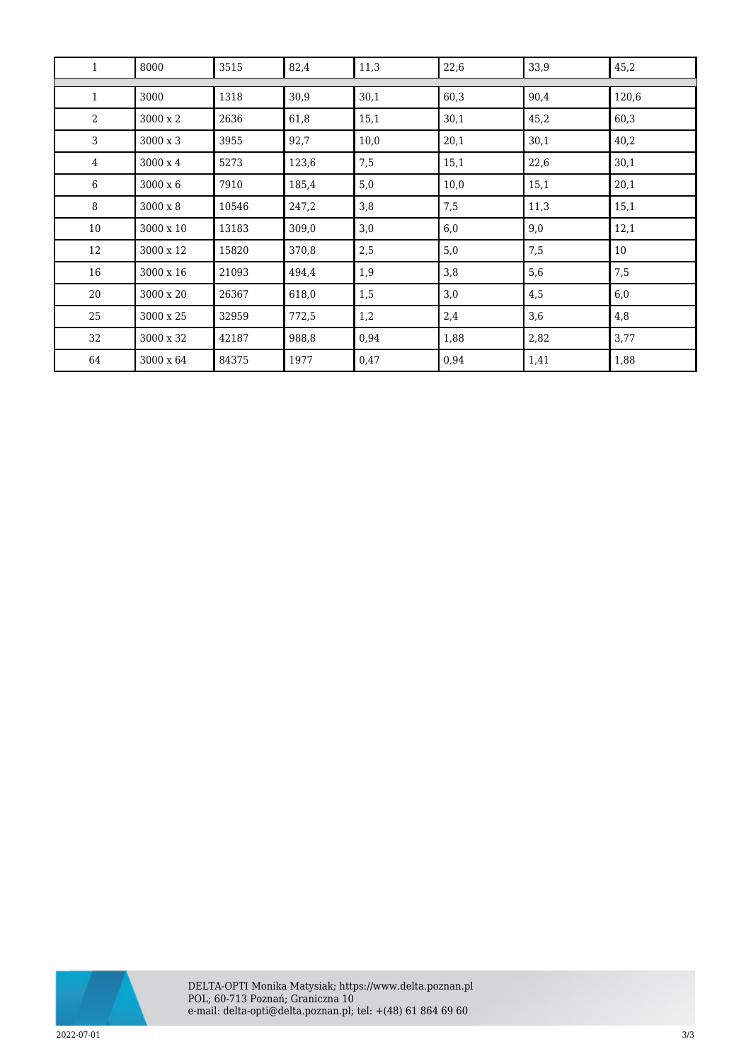| | | | | | | | |
|---|---|---|---|---|---|---|---|
| 1 | 8000 | 3515 | 82,4 | 11,3 | 22,6 | 33,9 | 45,2 |
| | | | | | | | |
| 1 | 3000 | 1318 | 30,9 | 30,1 | 60,3 | 90,4 | 120,6 |
| 2 | 3000 x 2 | 2636 | 61,8 | 15,1 | 30,1 | 45,2 | 60,3 |
| 3 | 3000 x 3 | 3955 | 92,7 | 10,0 | 20,1 | 30,1 | 40,2 |
| 4 | 3000 x 4 | 5273 | 123,6 | 7,5 | 15,1 | 22,6 | 30,1 |
| 6 | 3000 x 6 | 7910 | 185,4 | 5,0 | 10,0 | 15,1 | 20,1 |
| 8 | 3000 x 8 | 10546 | 247,2 | 3,8 | 7,5 | 11,3 | 15,1 |
| 10 | 3000 x 10 | 13183 | 309,0 | 3,0 | 6,0 | 9,0 | 12,1 |
| 12 | 3000 x 12 | 15820 | 370,8 | 2,5 | 5,0 | 7,5 | 10 |
| 16 | 3000 x 16 | 21093 | 494,4 | 1,9 | 3,8 | 5,6 | 7,5 |
| 20 | 3000 x 20 | 26367 | 618,0 | 1,5 | 3,0 | 4,5 | 6,0 |
| 25 | 3000 x 25 | 32959 | 772,5 | 1,2 | 2,4 | 3,6 | 4,8 |
| 32 | 3000 x 32 | 42187 | 988,8 | 0,94 | 1,88 | 2,82 | 3,77 |
| 64 | 3000 x 64 | 84375 | 1977 | 0,47 | 0,94 | 1,41 | 1,88 |

DELTA-OPTI Monika Matysiak; https://www.delta.poznan.pl
POL; 60-713 Poznań; Graniczna 10
e-mail: delta-opti@delta.poznan.pl; tel: +(48) 61 864 69 60

2022-07-01